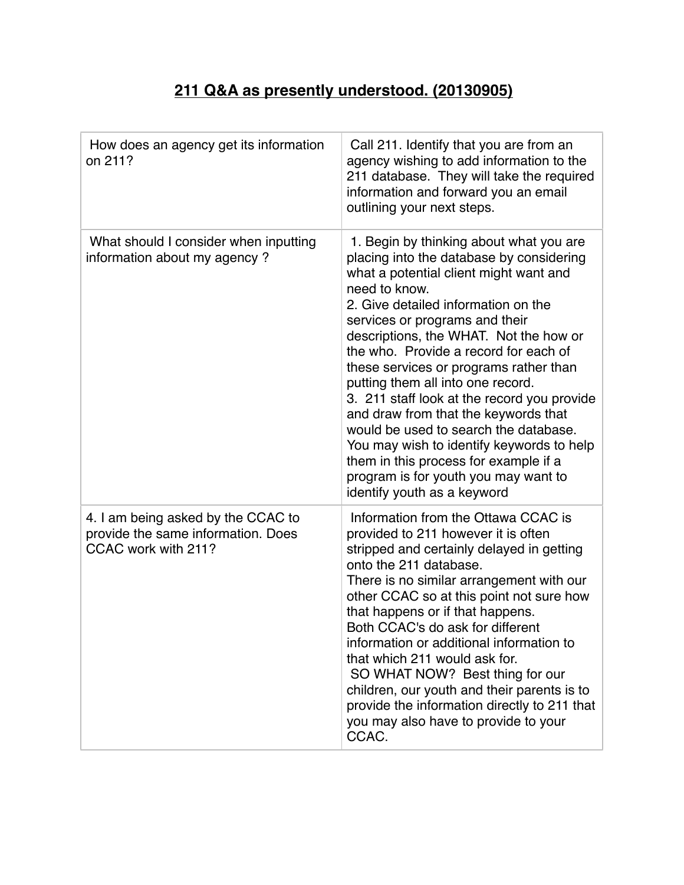# 211 Q&A as presently understood. (20130905)

| | |
|---|---|
| How does an agency get its information on 211? | Call 211. Identify that you are from an agency wishing to add information to the 211 database. They will take the required information and forward you an email outlining your next steps. |
| What should I consider when inputting information about my agency ? | 1. Begin by thinking about what you are placing into the database by considering what a potential client might want and need to know.<br>2. Give detailed information on the services or programs and their descriptions, the WHAT. Not the how or the who. Provide a record for each of these services or programs rather than putting them all into one record.<br>3. 211 staff look at the record you provide and draw from that the keywords that would be used to search the database. You may wish to identify keywords to help them in this process for example if a program is for youth you may want to identify youth as a keyword |
| 4. I am being asked by the CCAC to provide the same information. Does CCAC work with 211? | Information from the Ottawa CCAC is provided to 211 however it is often stripped and certainly delayed in getting onto the 211 database.<br>There is no similar arrangement with our other CCAC so at this point not sure how that happens or if that happens.<br>Both CCAC's do ask for different information or additional information to that which 211 would ask for.<br>SO WHAT NOW? Best thing for our children, our youth and their parents is to provide the information directly to 211 that you may also have to provide to your CCAC. |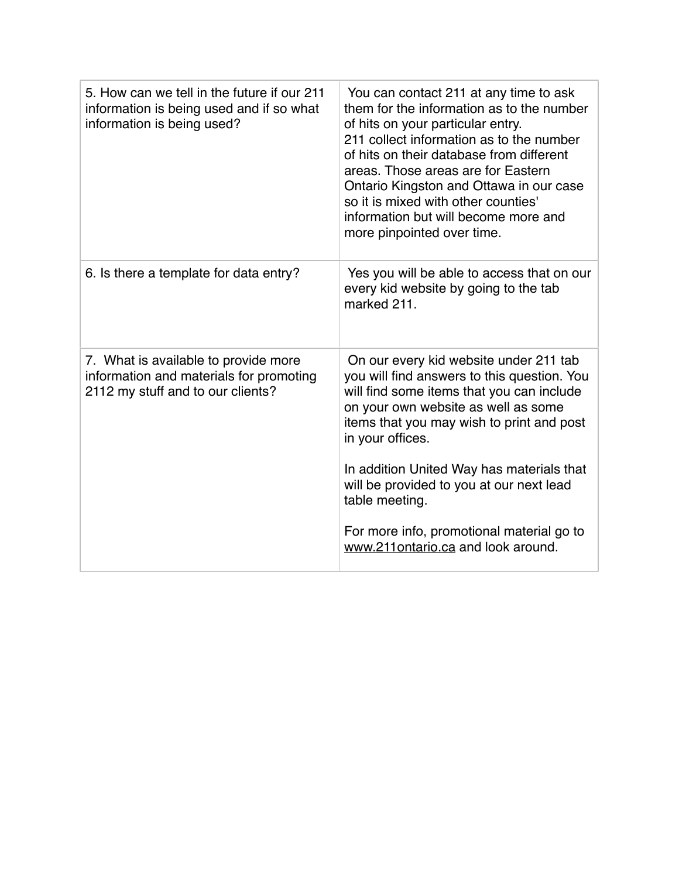| | |
|---|---|
| 5. How can we tell in the future if our 211 information is being used and if so what information is being used? | You can contact 211 at any time to ask them for the information as to the number of hits on your particular entry.<br>211 collect information as to the number of hits on their database from different areas. Those areas are for Eastern Ontario Kingston and Ottawa in our case so it is mixed with other counties' information but will become more and more pinpointed over time. |
| 6. Is there a template for data entry? | Yes you will be able to access that on our every kid website by going to the tab marked 211. |
| 7. What is available to provide more information and materials for promoting 2112 my stuff and to our clients? | On our every kid website under 211 tab you will find answers to this question. You will find some items that you can include on your own website as well as some items that you may wish to print and post in your offices.<br><br>In addition United Way has materials that will be provided to you at our next lead table meeting.<br><br>For more info, promotional material go to www.211ontario.ca and look around. |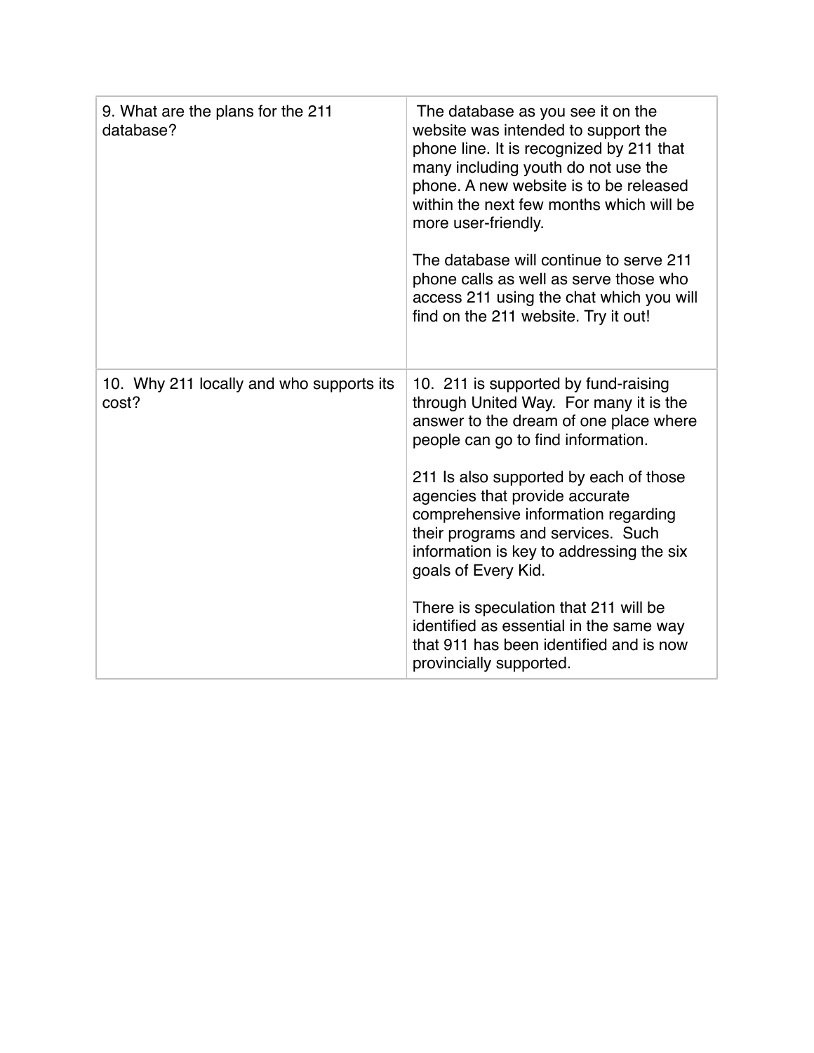| | |
|---|---|
| 9. What are the plans for the 211 database? | The database as you see it on the website was intended to support the phone line. It is recognized by 211 that many including youth do not use the phone. A new website is to be released within the next few months which will be more user-friendly.<br><br>The database will continue to serve 211 phone calls as well as serve those who access 211 using the chat which you will find on the 211 website. Try it out! |
| 10. Why 211 locally and who supports its cost? | 10. 211 is supported by fund-raising through United Way. For many it is the answer to the dream of one place where people can go to find information.<br><br>211 Is also supported by each of those agencies that provide accurate comprehensive information regarding their programs and services. Such information is key to addressing the six goals of Every Kid.<br><br>There is speculation that 211 will be identified as essential in the same way that 911 has been identified and is now provincially supported. |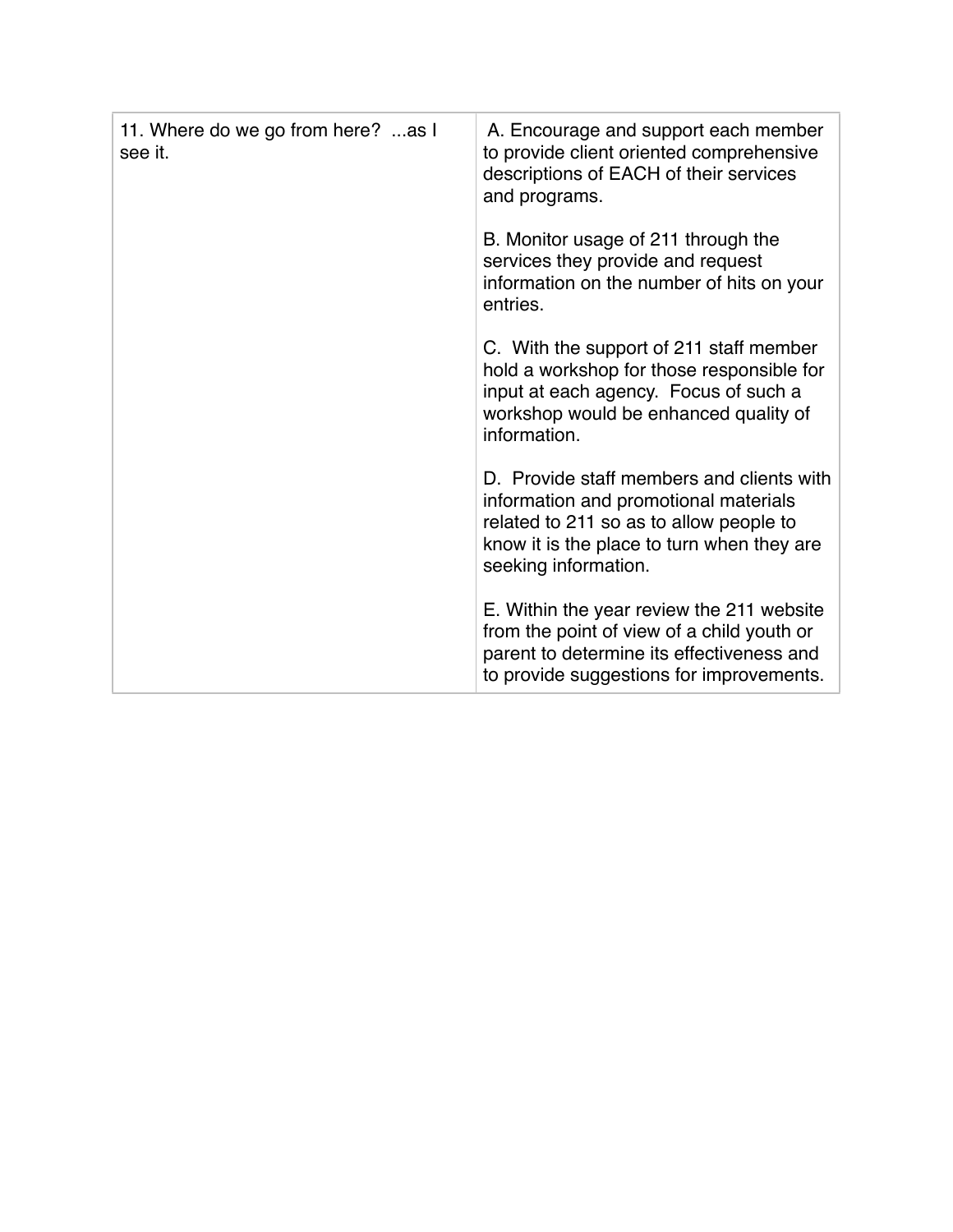| | |
|---|---|
| 11. Where do we go from here? ...as I see it. | A. Encourage and support each member to provide client oriented comprehensive descriptions of EACH of their services and programs.<br><br>B. Monitor usage of 211 through the services they provide and request information on the number of hits on your entries.<br><br>C. With the support of 211 staff member hold a workshop for those responsible for input at each agency. Focus of such a workshop would be enhanced quality of information.<br><br>D. Provide staff members and clients with information and promotional materials related to 211 so as to allow people to know it is the place to turn when they are seeking information.<br><br>E. Within the year review the 211 website from the point of view of a child youth or parent to determine its effectiveness and to provide suggestions for improvements. |